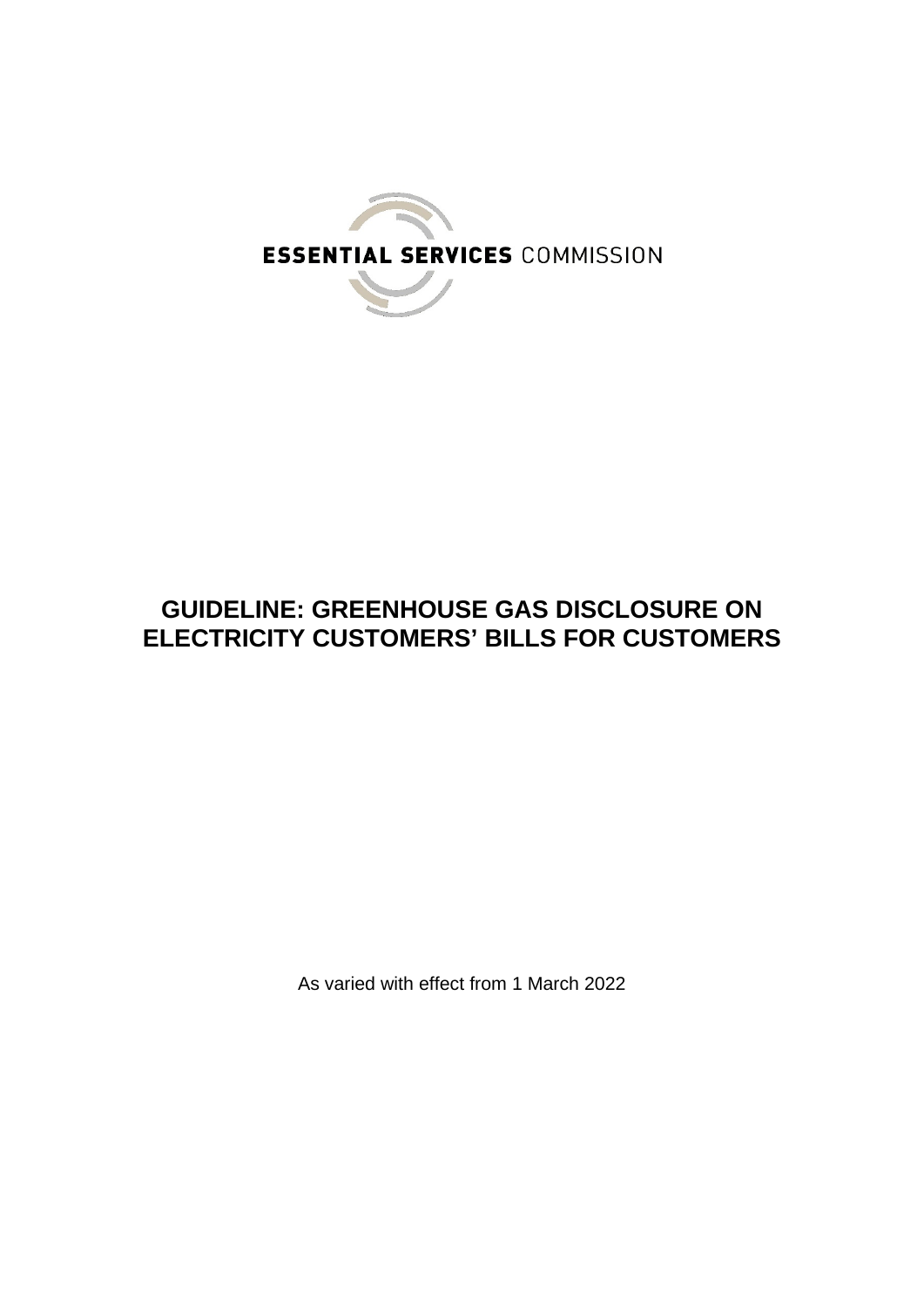ESSENTIAL SERVICES COMMISSION

# GUIDELINE: GREENHOUSE GAS DISCLOSURE ON ELECTRICITY CUSTOMERS' BILLS FOR CUSTOMERS

As varied with effect from 1 March 2022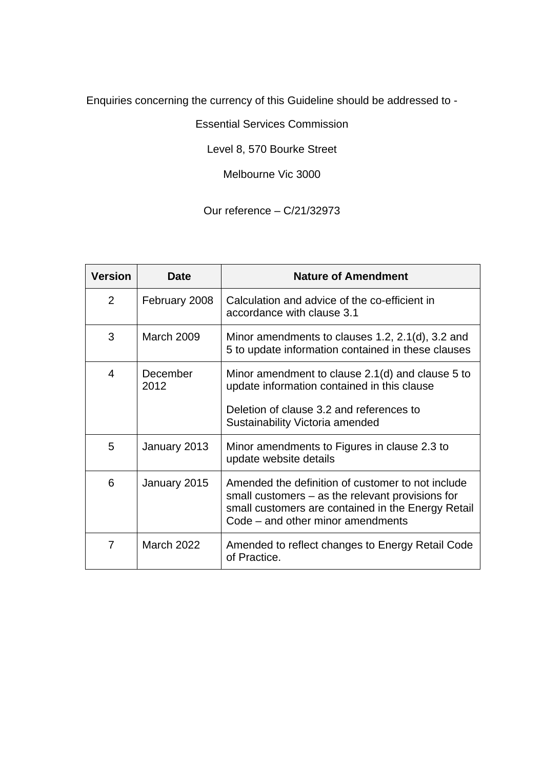Enquiries concerning the currency of this Guideline should be addressed to -

Essential Services Commission

Level 8, 570 Bourke Street

Melbourne Vic 3000

Our reference – C/21/32973

| Version | Date | Nature of Amendment |
|---|---|---|
| 2 | February 2008 | Calculation and advice of the co-efficient in accordance with clause 3.1 |
| 3 | March 2009 | Minor amendments to clauses 1.2, 2.1(d), 3.2 and 5 to update information contained in these clauses |
| 4 | December 2012 | Minor amendment to clause 2.1(d) and clause 5 to update information contained in this clause<br><br>Deletion of clause 3.2 and references to Sustainability Victoria amended |
| 5 | January 2013 | Minor amendments to Figures in clause 2.3 to update website details |
| 6 | January 2015 | Amended the definition of customer to not include small customers – as the relevant provisions for small customers are contained in the Energy Retail Code – and other minor amendments |
| 7 | March 2022 | Amended to reflect changes to Energy Retail Code of Practice. |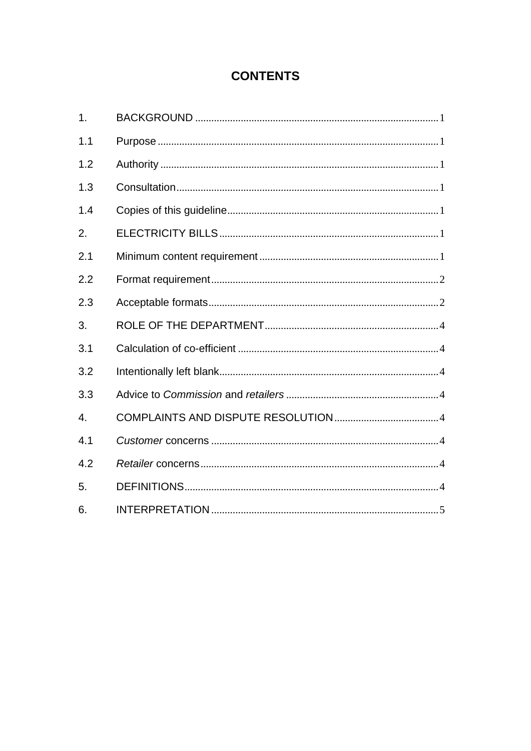# CONTENTS

| | | |
|---|---|---|
| 1. | BACKGROUND | 1 |
| 1.1 | Purpose | 1 |
| 1.2 | Authority | 1 |
| 1.3 | Consultation | 1 |
| 1.4 | Copies of this guideline | 1 |
| 2. | ELECTRICITY BILLS | 1 |
| 2.1 | Minimum content requirement | 1 |
| 2.2 | Format requirement | 2 |
| 2.3 | Acceptable formats | 2 |
| 3. | ROLE OF THE DEPARTMENT | 4 |
| 3.1 | Calculation of co-efficient | 4 |
| 3.2 | Intentionally left blank | 4 |
| 3.3 | Advice to *Commission* and *retailers* | 4 |
| 4. | COMPLAINTS AND DISPUTE RESOLUTION | 4 |
| 4.1 | *Customer* concerns | 4 |
| 4.2 | *Retailer* concerns | 4 |
| 5. | DEFINITIONS | 4 |
| 6. | INTERPRETATION | 5 |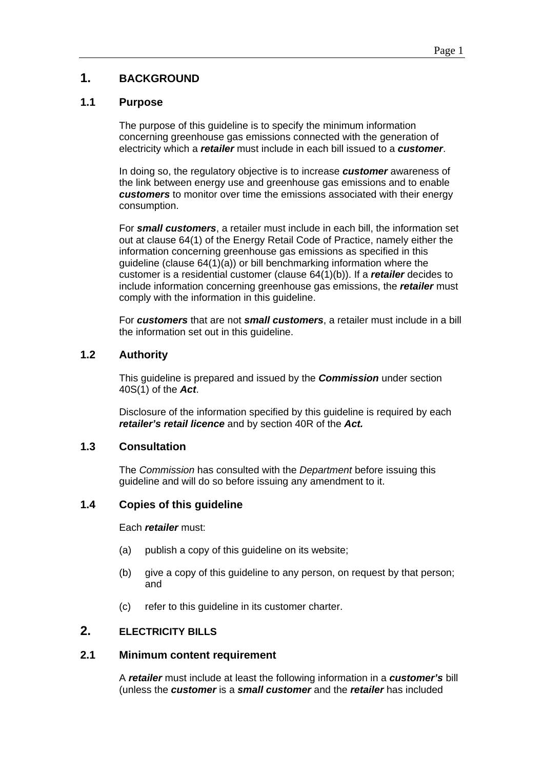# 1. BACKGROUND

## 1.1 Purpose

The purpose of this guideline is to specify the minimum information concerning greenhouse gas emissions connected with the generation of electricity which a ***retailer*** must include in each bill issued to a ***customer***.

In doing so, the regulatory objective is to increase ***customer*** awareness of the link between energy use and greenhouse gas emissions and to enable ***customers*** to monitor over time the emissions associated with their energy consumption.

For ***small customers***, a retailer must include in each bill, the information set out at clause 64(1) of the Energy Retail Code of Practice, namely either the information concerning greenhouse gas emissions as specified in this guideline (clause 64(1)(a)) or bill benchmarking information where the customer is a residential customer (clause 64(1)(b)). If a ***retailer*** decides to include information concerning greenhouse gas emissions, the ***retailer*** must comply with the information in this guideline.

For ***customers*** that are not ***small customers***, a retailer must include in a bill the information set out in this guideline.

## 1.2 Authority

This guideline is prepared and issued by the ***Commission*** under section 40S(1) of the ***Act***.

Disclosure of the information specified by this guideline is required by each ***retailer's retail licence*** and by section 40R of the ***Act.***

## 1.3 Consultation

The *Commission* has consulted with the *Department* before issuing this guideline and will do so before issuing any amendment to it.

## 1.4 Copies of this guideline

Each ***retailer*** must:

(a) publish a copy of this guideline on its website;

(b) give a copy of this guideline to any person, on request by that person; and

(c) refer to this guideline in its customer charter.

# 2. ELECTRICITY BILLS

## 2.1 Minimum content requirement

A ***retailer*** must include at least the following information in a ***customer's*** bill (unless the ***customer*** is a ***small customer*** and the ***retailer*** has included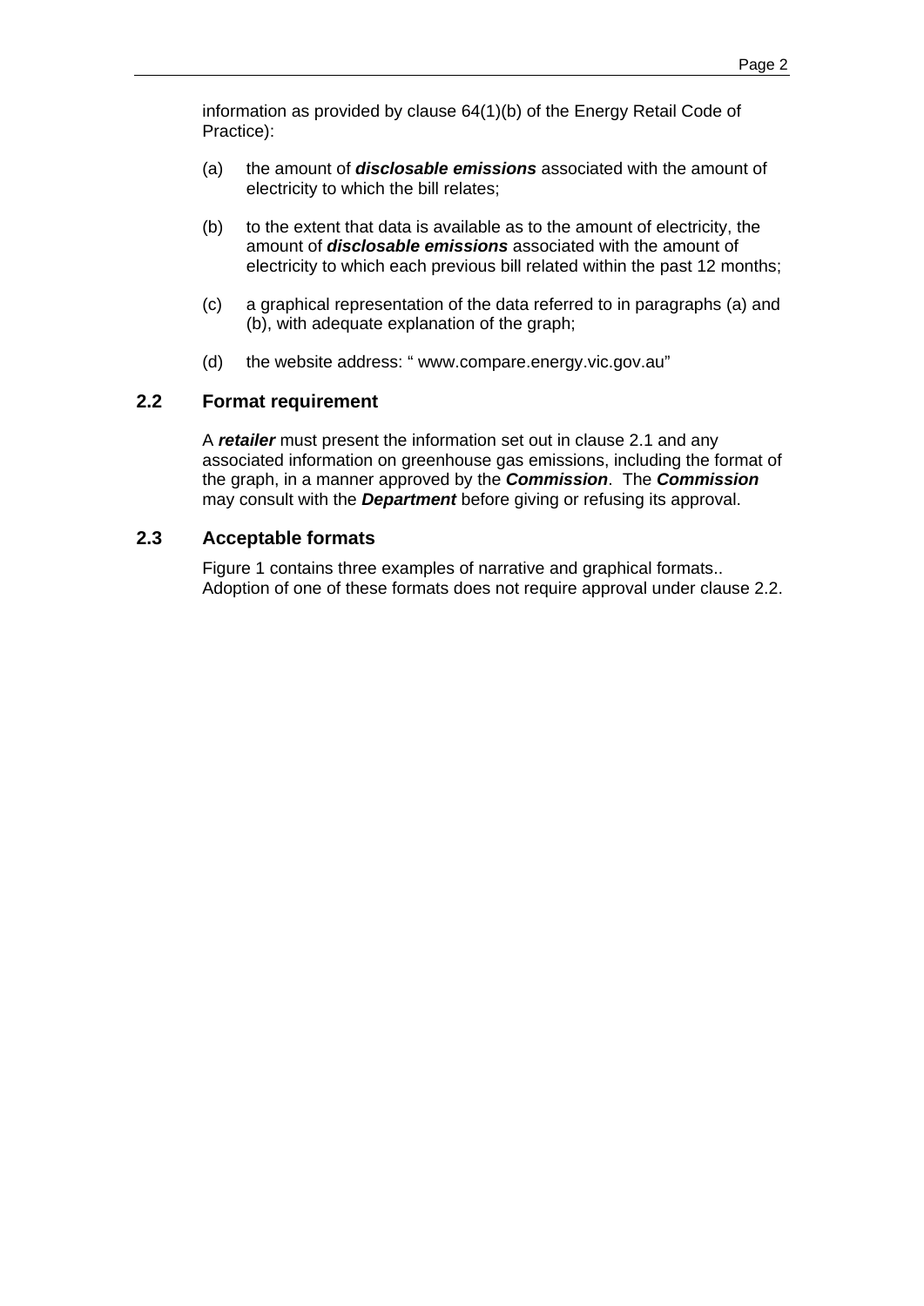information as provided by clause 64(1)(b) of the Energy Retail Code of Practice):

(a) the amount of ***disclosable emissions*** associated with the amount of electricity to which the bill relates;

(b) to the extent that data is available as to the amount of electricity, the amount of ***disclosable emissions*** associated with the amount of electricity to which each previous bill related within the past 12 months;

(c) a graphical representation of the data referred to in paragraphs (a) and (b), with adequate explanation of the graph;

(d) the website address: " www.compare.energy.vic.gov.au"

## 2.2 Format requirement

A ***retailer*** must present the information set out in clause 2.1 and any associated information on greenhouse gas emissions, including the format of the graph, in a manner approved by the ***Commission***. The ***Commission*** may consult with the ***Department*** before giving or refusing its approval.

## 2.3 Acceptable formats

Figure 1 contains three examples of narrative and graphical formats.. Adoption of one of these formats does not require approval under clause 2.2.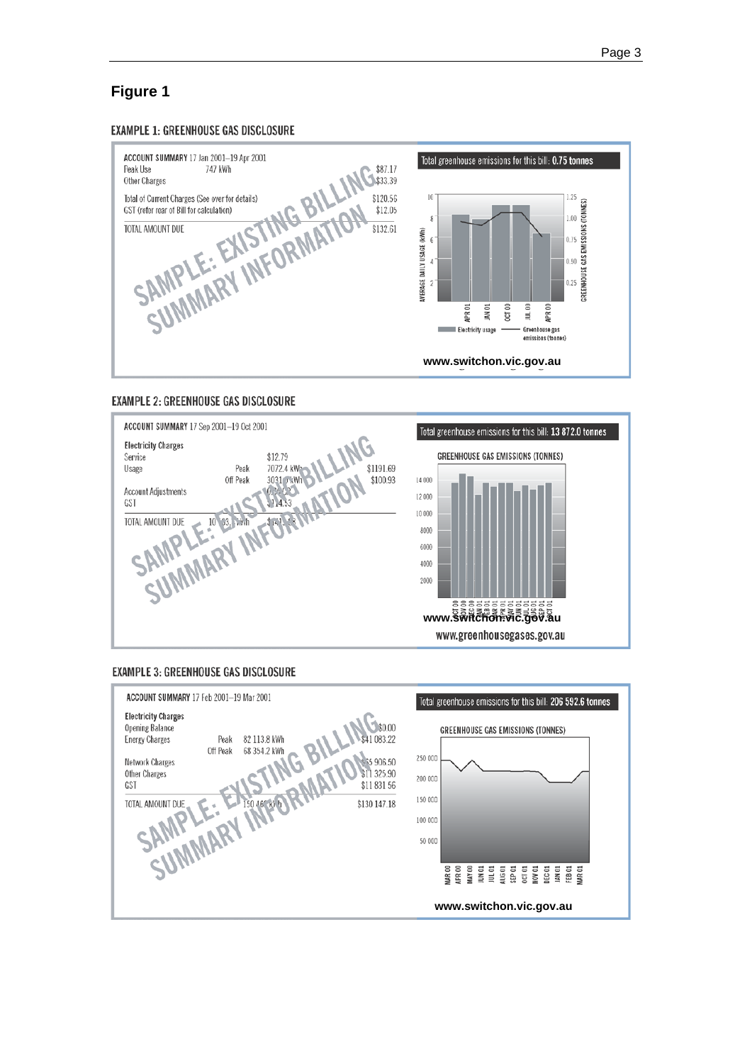## Figure 1

### EXAMPLE 1: GREENHOUSE GAS DISCLOSURE

ACCOUNT SUMMARY 17 Jan 2001–19 Apr 2001

| | | |
|---|---|---|
| Peak Use | 747 kWh | $87.17 |
| Other Charges | | $33.39 |
| Total of Current Charges (See over for details) | | $120.56 |
| GST (refer rear of Bill for calculation) | | $12.05 |
| TOTAL AMOUNT DUE | | $132.61 |

SAMPLE: EXISTING BILLING SUMMARY INFORMATION

Total greenhouse emissions for this bill: **0.75 tonnes**

AVERAGE DAILY USAGE (kWh) / GREENHOUSE GAS EMISSIONS (TONNES)

APR 01, JAN 01, OCT 00, JUL 00, APR 00

Electricity usage — Greenhouse gas emissions (tonnes)

www.switchon.vic.gov.au

### EXAMPLE 2: GREENHOUSE GAS DISCLOSURE

ACCOUNT SUMMARY 17 Sep 2001–19 Oct 2001

**Electricity Charges**

| | | | |
|---|---|---|---|
| Service | | $12.79 | |
| Usage | Peak | 7072.4 kWh | $1191.69 |
| | Off Peak | 3031.4 kWh | $100.93 |
| Account Adjustments | | | |
| GST | | $114.53 | |
| TOTAL AMOUNT DUE | 10 103.8 kWh | | |

SAMPLE: EXISTING BILLING SUMMARY INFORMATION

Total greenhouse emissions for this bill: 13 872.0 tonnes

GREENHOUSE GAS EMISSIONS (TONNES)

OCT 00, NOV 00, DEC 00, JAN 01, FEB 01, MAR 01, APR 01, MAY 01, JUN 01, JUL 01, AUG 01, SEP 01, OCT 01

www.switchon.vic.gov.au

www.greenhousegases.gov.au

### EXAMPLE 3: GREENHOUSE GAS DISCLOSURE

ACCOUNT SUMMARY 17 Feb 2001–19 Mar 2001

**Electricity Charges**

| | | | |
|---|---|---|---|
| Opening Balance | | | $0.00 |
| Energy Charges | Peak | 82 113.8 kWh | $41 083.22 |
| | Off Peak | 68 354.2 kWh | |
| Network Charges | | | $65 906.50 |
| Other Charges | | | $11 325.90 |
| GST | | | $11 831.56 |
| TOTAL AMOUNT DUE | | 150 468 kWh | $130 147.18 |

SAMPLE: EXISTING BILLING SUMMARY INFORMATION

Total greenhouse emissions for this bill: 206 592.6 tonnes

GREENHOUSE GAS EMISSIONS (TONNES)

MAR 00, APR 00, MAY 00, JUN 01, JUL 01, AUG 01, SEP 01, OCT 01, NOV 01, DEC 01, JAN 01, FEB 01, MAR 01

www.switchon.vic.gov.au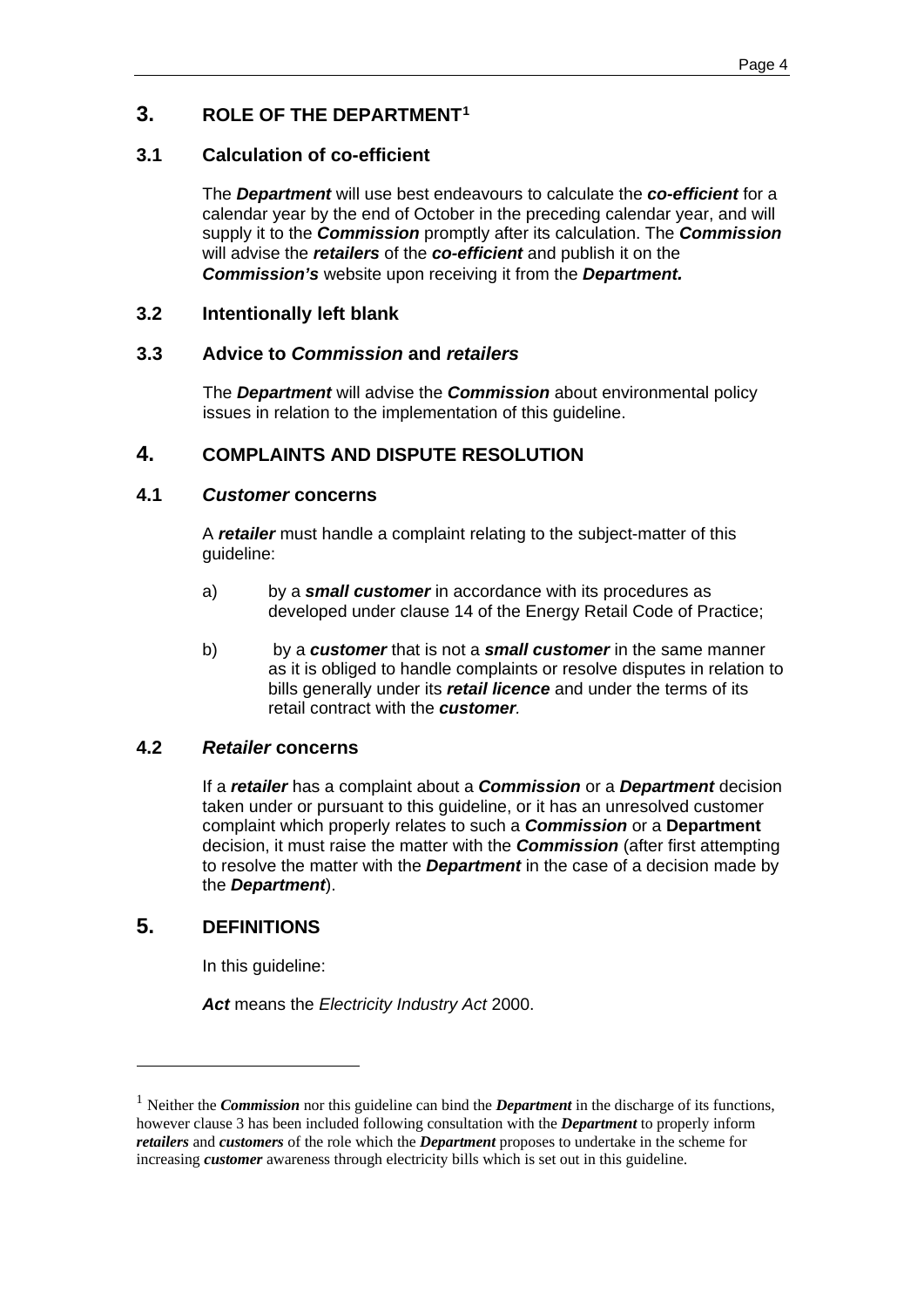## 3. ROLE OF THE DEPARTMENT[1]

### 3.1 Calculation of co-efficient

The ***Department*** will use best endeavours to calculate the ***co-efficient*** for a calendar year by the end of October in the preceding calendar year, and will supply it to the ***Commission*** promptly after its calculation. The ***Commission*** will advise the ***retailers*** of the ***co-efficient*** and publish it on the ***Commission's*** website upon receiving it from the ***Department.***

### 3.2 Intentionally left blank

### 3.3 Advice to *Commission* and *retailers*

The ***Department*** will advise the ***Commission*** about environmental policy issues in relation to the implementation of this guideline.

## 4. COMPLAINTS AND DISPUTE RESOLUTION

### 4.1 *Customer* concerns

A ***retailer*** must handle a complaint relating to the subject-matter of this guideline:

a) by a ***small customer*** in accordance with its procedures as developed under clause 14 of the Energy Retail Code of Practice;

b) by a ***customer*** that is not a ***small customer*** in the same manner as it is obliged to handle complaints or resolve disputes in relation to bills generally under its ***retail licence*** and under the terms of its retail contract with the ***customer***.

### 4.2 *Retailer* concerns

If a ***retailer*** has a complaint about a ***Commission*** or a ***Department*** decision taken under or pursuant to this guideline, or it has an unresolved customer complaint which properly relates to such a ***Commission*** or a **Department** decision, it must raise the matter with the ***Commission*** (after first attempting to resolve the matter with the ***Department*** in the case of a decision made by the ***Department***).

## 5. DEFINITIONS

In this guideline:

***Act*** means the *Electricity Industry Act* 2000.

---

[1] Neither the ***Commission*** nor this guideline can bind the ***Department*** in the discharge of its functions, however clause 3 has been included following consultation with the ***Department*** to properly inform ***retailers*** and ***customers*** of the role which the ***Department*** proposes to undertake in the scheme for increasing ***customer*** awareness through electricity bills which is set out in this guideline.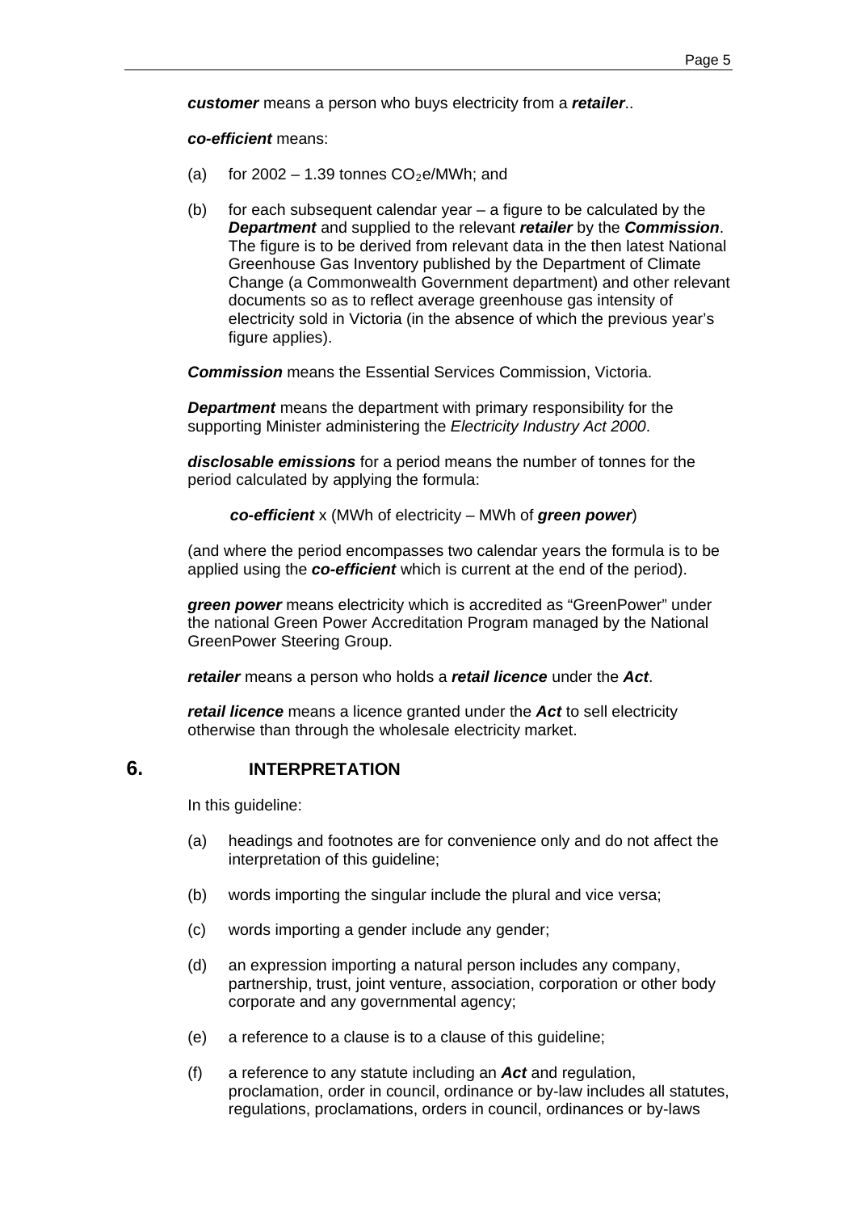***customer*** means a person who buys electricity from a ***retailer***..

***co-efficient*** means:

(a) for 2002 – 1.39 tonnes $CO_2$e/MWh; and

(b) for each subsequent calendar year – a figure to be calculated by the ***Department*** and supplied to the relevant ***retailer*** by the ***Commission***. The figure is to be derived from relevant data in the then latest National Greenhouse Gas Inventory published by the Department of Climate Change (a Commonwealth Government department) and other relevant documents so as to reflect average greenhouse gas intensity of electricity sold in Victoria (in the absence of which the previous year's figure applies).

***Commission*** means the Essential Services Commission, Victoria.

***Department*** means the department with primary responsibility for the supporting Minister administering the *Electricity Industry Act 2000*.

***disclosable emissions*** for a period means the number of tonnes for the period calculated by applying the formula:

> ***co-efficient*** x (MWh of electricity – MWh of ***green power***)

(and where the period encompasses two calendar years the formula is to be applied using the ***co-efficient*** which is current at the end of the period).

***green power*** means electricity which is accredited as "GreenPower" under the national Green Power Accreditation Program managed by the National GreenPower Steering Group.

***retailer*** means a person who holds a ***retail licence*** under the ***Act***.

***retail licence*** means a licence granted under the ***Act*** to sell electricity otherwise than through the wholesale electricity market.

## 6. INTERPRETATION

In this guideline:

(a) headings and footnotes are for convenience only and do not affect the interpretation of this guideline;

(b) words importing the singular include the plural and vice versa;

(c) words importing a gender include any gender;

(d) an expression importing a natural person includes any company, partnership, trust, joint venture, association, corporation or other body corporate and any governmental agency;

(e) a reference to a clause is to a clause of this guideline;

(f) a reference to any statute including an ***Act*** and regulation, proclamation, order in council, ordinance or by-law includes all statutes, regulations, proclamations, orders in council, ordinances or by-laws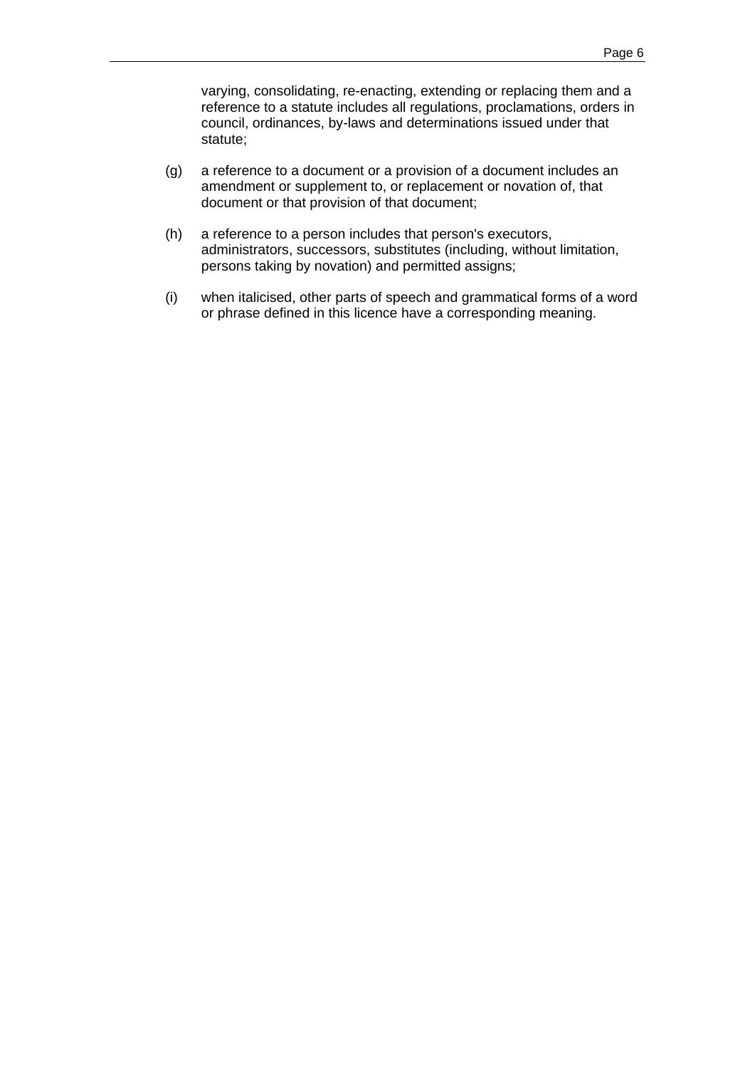varying, consolidating, re-enacting, extending or replacing them and a reference to a statute includes all regulations, proclamations, orders in council, ordinances, by-laws and determinations issued under that statute;

(g) a reference to a document or a provision of a document includes an amendment or supplement to, or replacement or novation of, that document or that provision of that document;

(h) a reference to a person includes that person's executors, administrators, successors, substitutes (including, without limitation, persons taking by novation) and permitted assigns;

(i) when italicised, other parts of speech and grammatical forms of a word or phrase defined in this licence have a corresponding meaning.